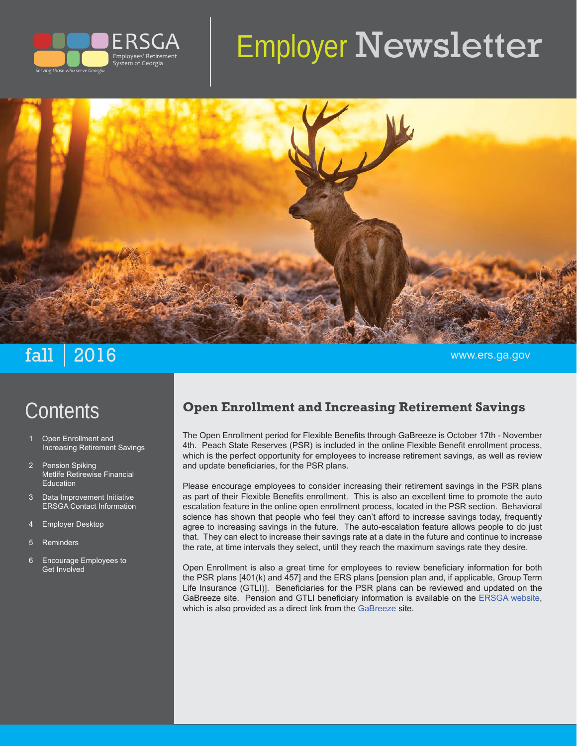ERSGA

Employees' Retirement System of Georgia

*Serving those who serve Georgia*

# Employer Newsletter

fall | 2016

www.ers.ga.gov

## Contents

1. Open Enrollment and Increasing Retirement Savings
2. Pension Spiking
   Metlife Retirewise Financial Education
3. Data Improvement Initiative
   ERSGA Contact Information
4. Employer Desktop
5. Reminders
6. Encourage Employees to Get Involved

## Open Enrollment and Increasing Retirement Savings

The Open Enrollment period for Flexible Benefits through GaBreeze is October 17th - November 4th. Peach State Reserves (PSR) is included in the online Flexible Benefit enrollment process, which is the perfect opportunity for employees to increase retirement savings, as well as review and update beneficiaries, for the PSR plans.

Please encourage employees to consider increasing their retirement savings in the PSR plans as part of their Flexible Benefits enrollment. This is also an excellent time to promote the auto escalation feature in the online open enrollment process, located in the PSR section. Behavioral science has shown that people who feel they can't afford to increase savings today, frequently agree to increasing savings in the future. The auto-escalation feature allows people to do just that. They can elect to increase their savings rate at a date in the future and continue to increase the rate, at time intervals they select, until they reach the maximum savings rate they desire.

Open Enrollment is also a great time for employees to review beneficiary information for both the PSR plans [401(k) and 457] and the ERS plans [pension plan and, if applicable, Group Term Life Insurance (GTLI)]. Beneficiaries for the PSR plans can be reviewed and updated on the GaBreeze site. Pension and GTLI beneficiary information is available on the ERSGA website, which is also provided as a direct link from the GaBreeze site.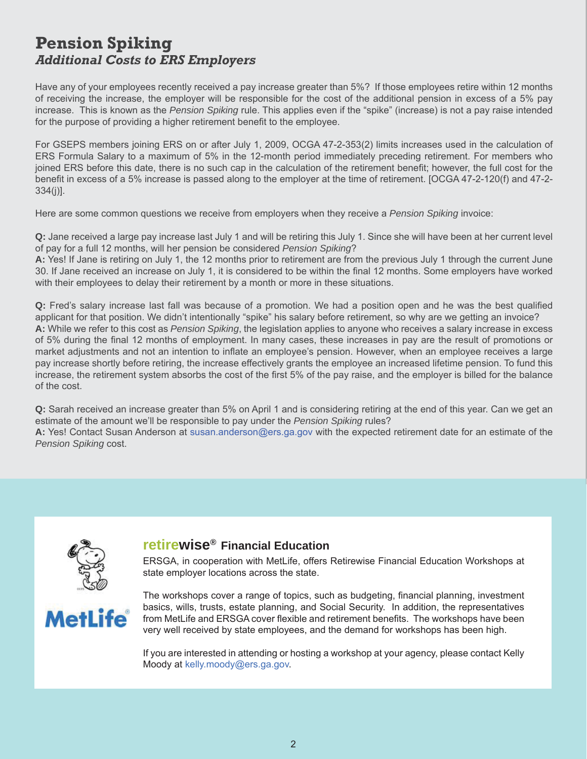# Pension Spiking

## *Additional Costs to ERS Employers*

Have any of your employees recently received a pay increase greater than 5%? If those employees retire within 12 months of receiving the increase, the employer will be responsible for the cost of the additional pension in excess of a 5% pay increase. This is known as the *Pension Spiking* rule. This applies even if the "spike" (increase) is not a pay raise intended for the purpose of providing a higher retirement benefit to the employee.

For GSEPS members joining ERS on or after July 1, 2009, OCGA 47-2-353(2) limits increases used in the calculation of ERS Formula Salary to a maximum of 5% in the 12-month period immediately preceding retirement. For members who joined ERS before this date, there is no such cap in the calculation of the retirement benefit; however, the full cost for the benefit in excess of a 5% increase is passed along to the employer at the time of retirement. [OCGA 47-2-120(f) and 47-2-334(j)].

Here are some common questions we receive from employers when they receive a *Pension Spiking* invoice:

**Q:** Jane received a large pay increase last July 1 and will be retiring this July 1. Since she will have been at her current level of pay for a full 12 months, will her pension be considered *Pension Spiking*?
**A:** Yes! If Jane is retiring on July 1, the 12 months prior to retirement are from the previous July 1 through the current June 30. If Jane received an increase on July 1, it is considered to be within the final 12 months. Some employers have worked with their employees to delay their retirement by a month or more in these situations.

**Q:** Fred's salary increase last fall was because of a promotion. We had a position open and he was the best qualified applicant for that position. We didn't intentionally "spike" his salary before retirement, so why are we getting an invoice?
**A:** While we refer to this cost as *Pension Spiking*, the legislation applies to anyone who receives a salary increase in excess of 5% during the final 12 months of employment. In many cases, these increases in pay are the result of promotions or market adjustments and not an intention to inflate an employee's pension. However, when an employee receives a large pay increase shortly before retiring, the increase effectively grants the employee an increased lifetime pension. To fund this increase, the retirement system absorbs the cost of the first 5% of the pay raise, and the employer is billed for the balance of the cost.

**Q:** Sarah received an increase greater than 5% on April 1 and is considering retiring at the end of this year. Can we get an estimate of the amount we'll be responsible to pay under the *Pension Spiking* rules?
**A:** Yes! Contact Susan Anderson at susan.anderson@ers.ga.gov with the expected retirement date for an estimate of the *Pension Spiking* cost.

### retirewise® Financial Education

ERSGA, in cooperation with MetLife, offers Retirewise Financial Education Workshops at state employer locations across the state.

The workshops cover a range of topics, such as budgeting, financial planning, investment basics, wills, trusts, estate planning, and Social Security. In addition, the representatives from MetLife and ERSGA cover flexible and retirement benefits. The workshops have been very well received by state employees, and the demand for workshops has been high.

If you are interested in attending or hosting a workshop at your agency, please contact Kelly Moody at kelly.moody@ers.ga.gov.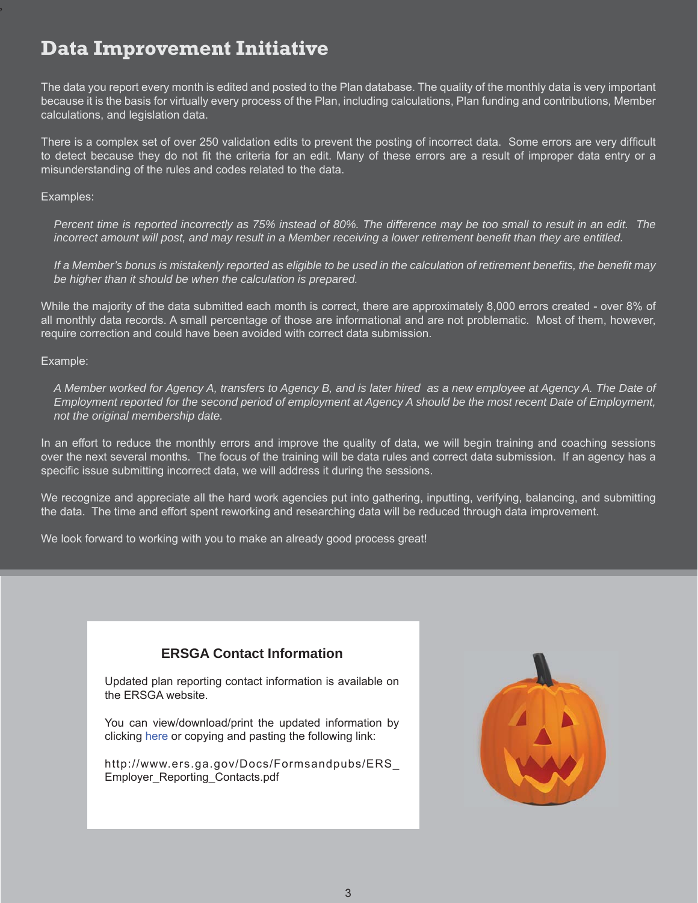# Data Improvement Initiative

The data you report every month is edited and posted to the Plan database. The quality of the monthly data is very important because it is the basis for virtually every process of the Plan, including calculations, Plan funding and contributions, Member calculations, and legislation data.

There is a complex set of over 250 validation edits to prevent the posting of incorrect data. Some errors are very difficult to detect because they do not fit the criteria for an edit. Many of these errors are a result of improper data entry or a misunderstanding of the rules and codes related to the data.

Examples:

*Percent time is reported incorrectly as 75% instead of 80%. The difference may be too small to result in an edit. The incorrect amount will post, and may result in a Member receiving a lower retirement benefit than they are entitled.*

*If a Member's bonus is mistakenly reported as eligible to be used in the calculation of retirement benefits, the benefit may be higher than it should be when the calculation is prepared.*

While the majority of the data submitted each month is correct, there are approximately 8,000 errors created - over 8% of all monthly data records. A small percentage of those are informational and are not problematic. Most of them, however, require correction and could have been avoided with correct data submission.

Example:

*A Member worked for Agency A, transfers to Agency B, and is later hired as a new employee at Agency A. The Date of Employment reported for the second period of employment at Agency A should be the most recent Date of Employment, not the original membership date.*

In an effort to reduce the monthly errors and improve the quality of data, we will begin training and coaching sessions over the next several months. The focus of the training will be data rules and correct data submission. If an agency has a specific issue submitting incorrect data, we will address it during the sessions.

We recognize and appreciate all the hard work agencies put into gathering, inputting, verifying, balancing, and submitting the data. The time and effort spent reworking and researching data will be reduced through data improvement.

We look forward to working with you to make an already good process great!

## ERSGA Contact Information

Updated plan reporting contact information is available on the ERSGA website.

You can view/download/print the updated information by clicking here or copying and pasting the following link:

http://www.ers.ga.gov/Docs/Formsandpubs/ERS_Employer_Reporting_Contacts.pdf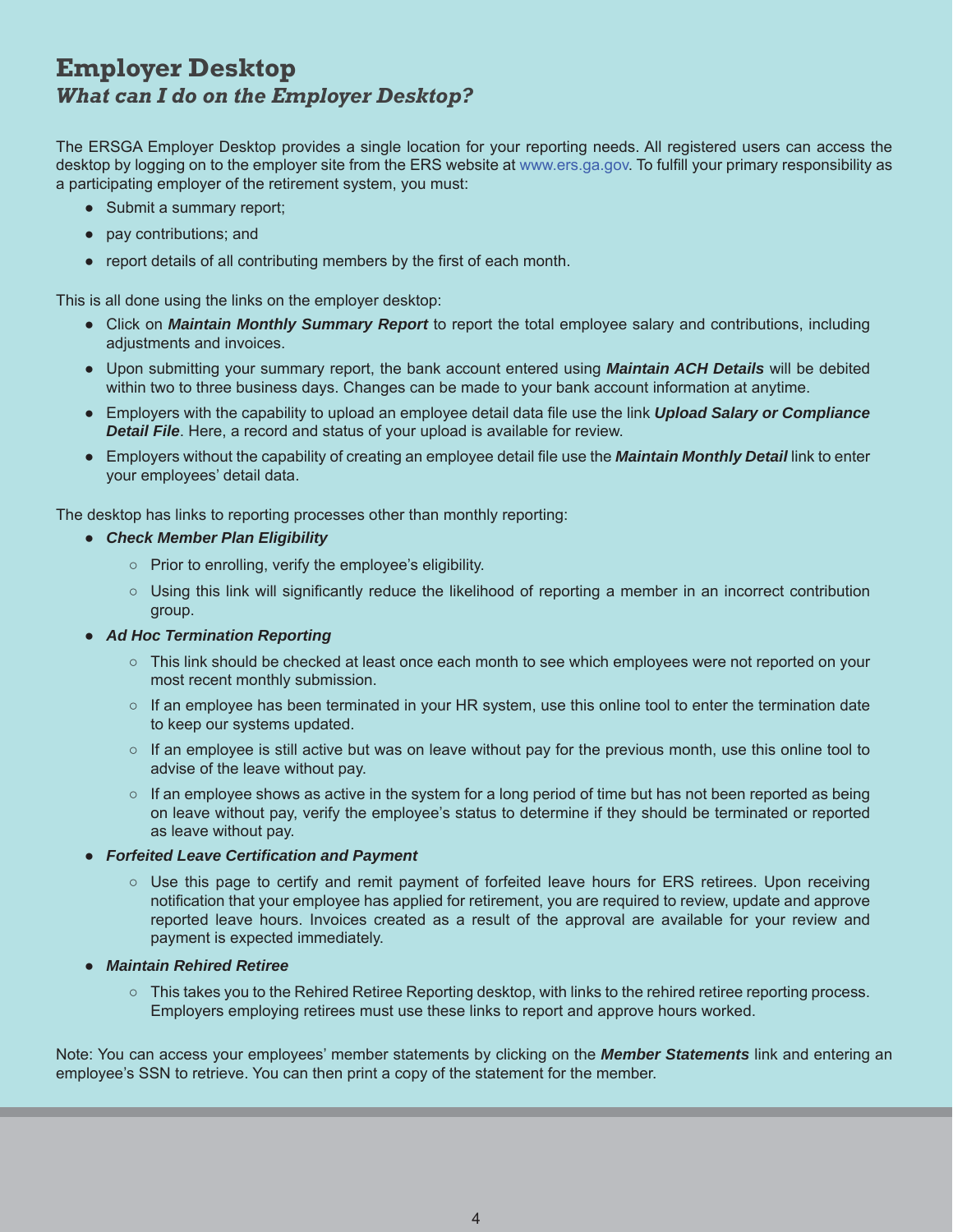# Employer Desktop

## *What can I do on the Employer Desktop?*

The ERSGA Employer Desktop provides a single location for your reporting needs. All registered users can access the desktop by logging on to the employer site from the ERS website at www.ers.ga.gov. To fulfill your primary responsibility as a participating employer of the retirement system, you must:

- Submit a summary report;
- pay contributions; and
- report details of all contributing members by the first of each month.

This is all done using the links on the employer desktop:

- Click on ***Maintain Monthly Summary Report*** to report the total employee salary and contributions, including adjustments and invoices.
- Upon submitting your summary report, the bank account entered using ***Maintain ACH Details*** will be debited within two to three business days. Changes can be made to your bank account information at anytime.
- Employers with the capability to upload an employee detail data file use the link ***Upload Salary or Compliance Detail File***. Here, a record and status of your upload is available for review.
- Employers without the capability of creating an employee detail file use the ***Maintain Monthly Detail*** link to enter your employees' detail data.

The desktop has links to reporting processes other than monthly reporting:

- ***Check Member Plan Eligibility***
  - Prior to enrolling, verify the employee's eligibility.
  - Using this link will significantly reduce the likelihood of reporting a member in an incorrect contribution group.
- ***Ad Hoc Termination Reporting***
  - This link should be checked at least once each month to see which employees were not reported on your most recent monthly submission.
  - If an employee has been terminated in your HR system, use this online tool to enter the termination date to keep our systems updated.
  - If an employee is still active but was on leave without pay for the previous month, use this online tool to advise of the leave without pay.
  - If an employee shows as active in the system for a long period of time but has not been reported as being on leave without pay, verify the employee's status to determine if they should be terminated or reported as leave without pay.
- ***Forfeited Leave Certification and Payment***
  - Use this page to certify and remit payment of forfeited leave hours for ERS retirees. Upon receiving notification that your employee has applied for retirement, you are required to review, update and approve reported leave hours. Invoices created as a result of the approval are available for your review and payment is expected immediately.
- ***Maintain Rehired Retiree***
  - This takes you to the Rehired Retiree Reporting desktop, with links to the rehired retiree reporting process. Employers employing retirees must use these links to report and approve hours worked.

Note: You can access your employees' member statements by clicking on the ***Member Statements*** link and entering an employee's SSN to retrieve. You can then print a copy of the statement for the member.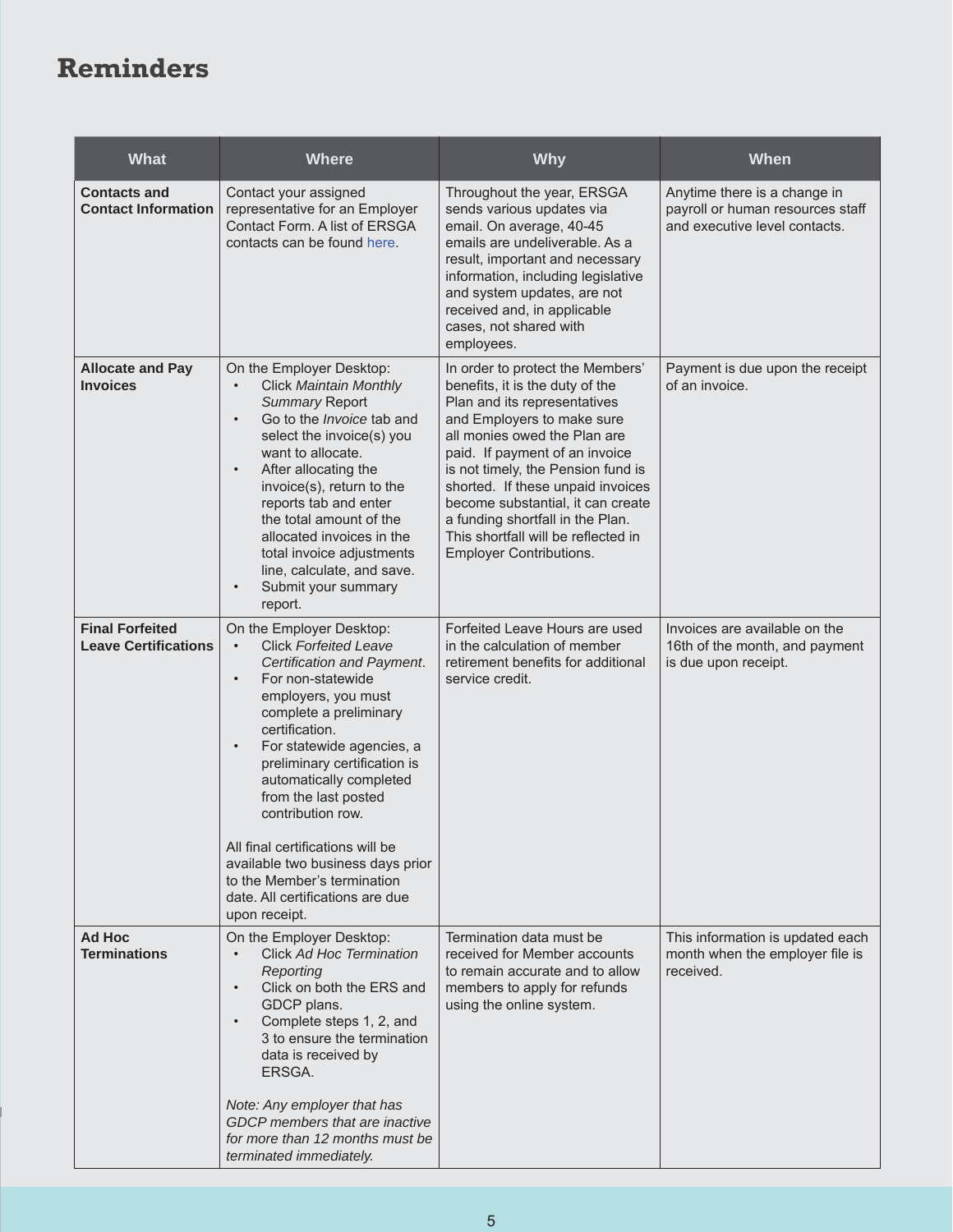# Reminders

| What | Where | Why | When |
|---|---|---|---|
| **Contacts and Contact Information** | Contact your assigned representative for an Employer Contact Form. A list of ERSGA contacts can be found here. | Throughout the year, ERSGA sends various updates via email. On average, 40-45 emails are undeliverable. As a result, important and necessary information, including legislative and system updates, are not received and, in applicable cases, not shared with employees. | Anytime there is a change in payroll or human resources staff and executive level contacts. |
| **Allocate and Pay Invoices** | On the Employer Desktop:<br>• Click *Maintain Monthly Summary* Report<br>• Go to the *Invoice* tab and select the invoice(s) you want to allocate.<br>• After allocating the invoice(s), return to the reports tab and enter the total amount of the allocated invoices in the total invoice adjustments line, calculate, and save.<br>• Submit your summary report. | In order to protect the Members' benefits, it is the duty of the Plan and its representatives and Employers to make sure all monies owed the Plan are paid. If payment of an invoice is not timely, the Pension fund is shorted. If these unpaid invoices become substantial, it can create a funding shortfall in the Plan. This shortfall will be reflected in Employer Contributions. | Payment is due upon the receipt of an invoice. |
| **Final Forfeited Leave Certifications** | On the Employer Desktop:<br>• Click *Forfeited Leave Certification and Payment*.<br>• For non-statewide employers, you must complete a preliminary certification.<br>• For statewide agencies, a preliminary certification is automatically completed from the last posted contribution row.<br><br>All final certifications will be available two business days prior to the Member's termination date. All certifications are due upon receipt. | Forfeited Leave Hours are used in the calculation of member retirement benefits for additional service credit. | Invoices are available on the 16th of the month, and payment is due upon receipt. |
| **Ad Hoc Terminations** | On the Employer Desktop:<br>• Click *Ad Hoc Termination Reporting*<br>• Click on both the ERS and GDCP plans.<br>• Complete steps 1, 2, and 3 to ensure the termination data is received by ERSGA.<br><br>*Note: Any employer that has GDCP members that are inactive for more than 12 months must be terminated immediately.* | Termination data must be received for Member accounts to remain accurate and to allow members to apply for refunds using the online system. | This information is updated each month when the employer file is received. |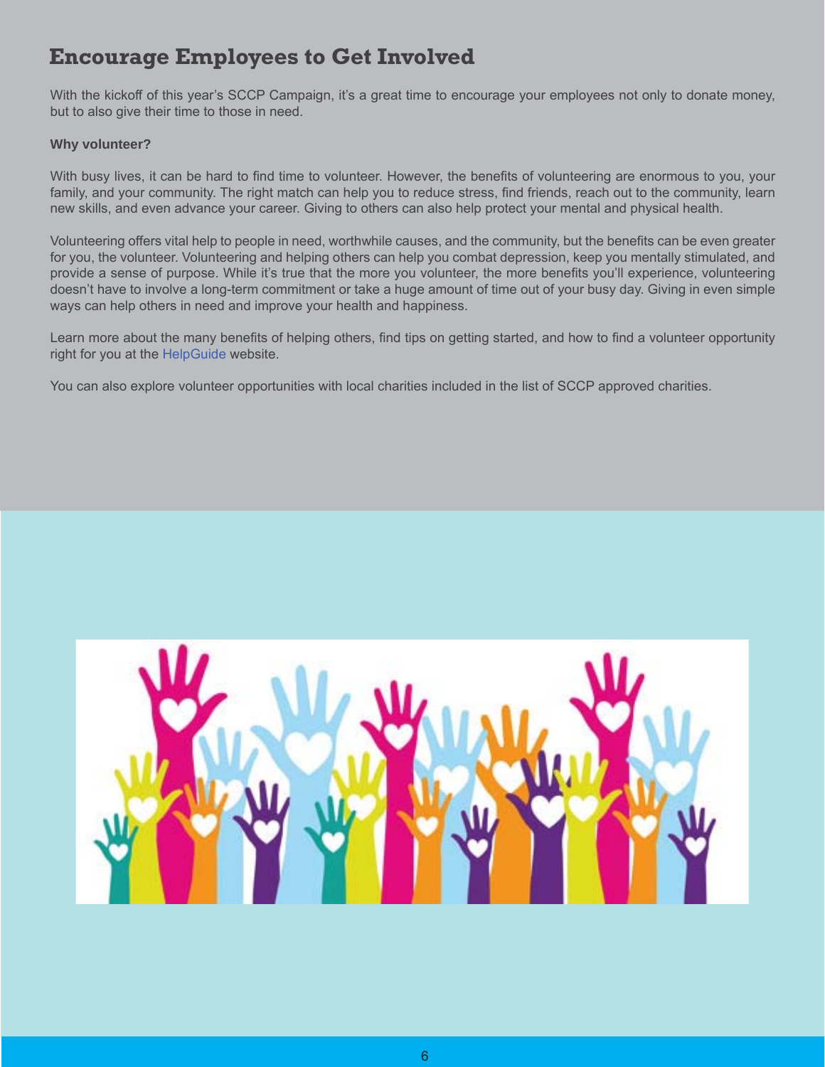## Encourage Employees to Get Involved

With the kickoff of this year's SCCP Campaign, it's a great time to encourage your employees not only to donate money, but to also give their time to those in need.

**Why volunteer?**

With busy lives, it can be hard to find time to volunteer. However, the benefits of volunteering are enormous to you, your family, and your community. The right match can help you to reduce stress, find friends, reach out to the community, learn new skills, and even advance your career. Giving to others can also help protect your mental and physical health.

Volunteering offers vital help to people in need, worthwhile causes, and the community, but the benefits can be even greater for you, the volunteer. Volunteering and helping others can help you combat depression, keep you mentally stimulated, and provide a sense of purpose. While it's true that the more you volunteer, the more benefits you'll experience, volunteering doesn't have to involve a long-term commitment or take a huge amount of time out of your busy day. Giving in even simple ways can help others in need and improve your health and happiness.

Learn more about the many benefits of helping others, find tips on getting started, and how to find a volunteer opportunity right for you at the HelpGuide website.

You can also explore volunteer opportunities with local charities included in the list of SCCP approved charities.